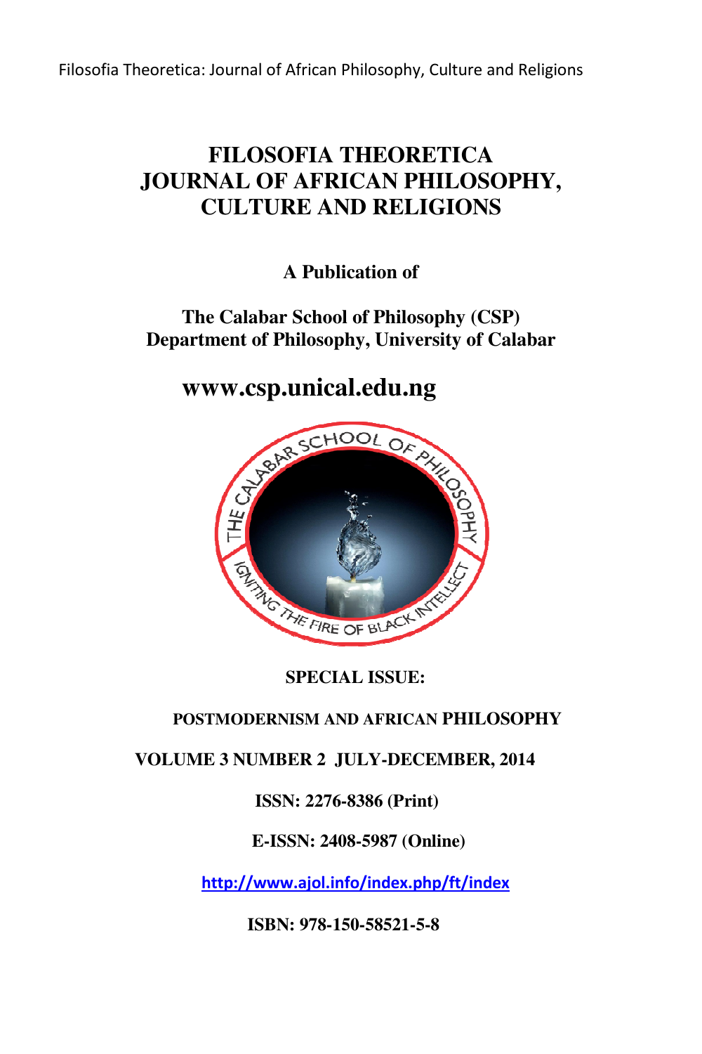# FILOSOFIA THEORETICA JOURNAL OF AFRICAN PHILOSOPHY, CULTURE AND RELIGIONS

**A Publication of**

**The Calabar School of Philosophy (CSP)**
**Department of Philosophy, University of Calabar**

**www.csp.unical.edu.ng**

**SPECIAL ISSUE:**

**POSTMODERNISM AND AFRICAN PHILOSOPHY**

**VOLUME 3 NUMBER 2 JULY-DECEMBER, 2014**

**ISSN: 2276-8386 (Print)**

**E-ISSN: 2408-5987 (Online)**

http://www.ajol.info/index.php/ft/index

**ISBN: 978-150-58521-5-8**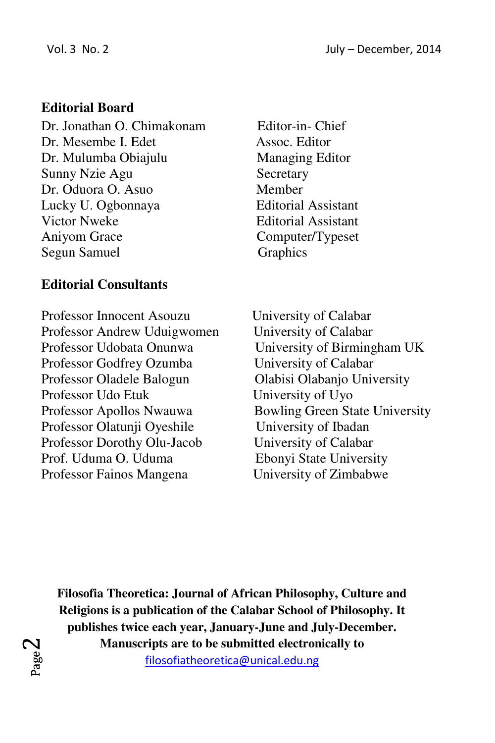**Editorial Board**

| | |
|---|---|
| Dr. Jonathan O. Chimakonam | Editor-in- Chief |
| Dr. Mesembe I. Edet | Assoc. Editor |
| Dr. Mulumba Obiajulu | Managing Editor |
| Sunny Nzie Agu | Secretary |
| Dr. Oduora O. Asuo | Member |
| Lucky U. Ogbonnaya | Editorial Assistant |
| Victor Nweke | Editorial Assistant |
| Aniyom Grace | Computer/Typeset |
| Segun Samuel | Graphics |

**Editorial Consultants**

| | |
|---|---|
| Professor Innocent Asouzu | University of Calabar |
| Professor Andrew Uduigwomen | University of Calabar |
| Professor Udobata Onunwa | University of Birmingham UK |
| Professor Godfrey Ozumba | University of Calabar |
| Professor Oladele Balogun | Olabisi Olabanjo University |
| Professor Udo Etuk | University of Uyo |
| Professor Apollos Nwauwa | Bowling Green State University |
| Professor Olatunji Oyeshile | University of Ibadan |
| Professor Dorothy Olu-Jacob | University of Calabar |
| Prof. Uduma O. Uduma | Ebonyi State University |
| Professor Fainos Mangena | University of Zimbabwe |

**Filosofia Theoretica: Journal of African Philosophy, Culture and Religions is a publication of the Calabar School of Philosophy. It publishes twice each year, January-June and July-December. Manuscripts are to be submitted electronically to**

filosofiatheoretica@unical.edu.ng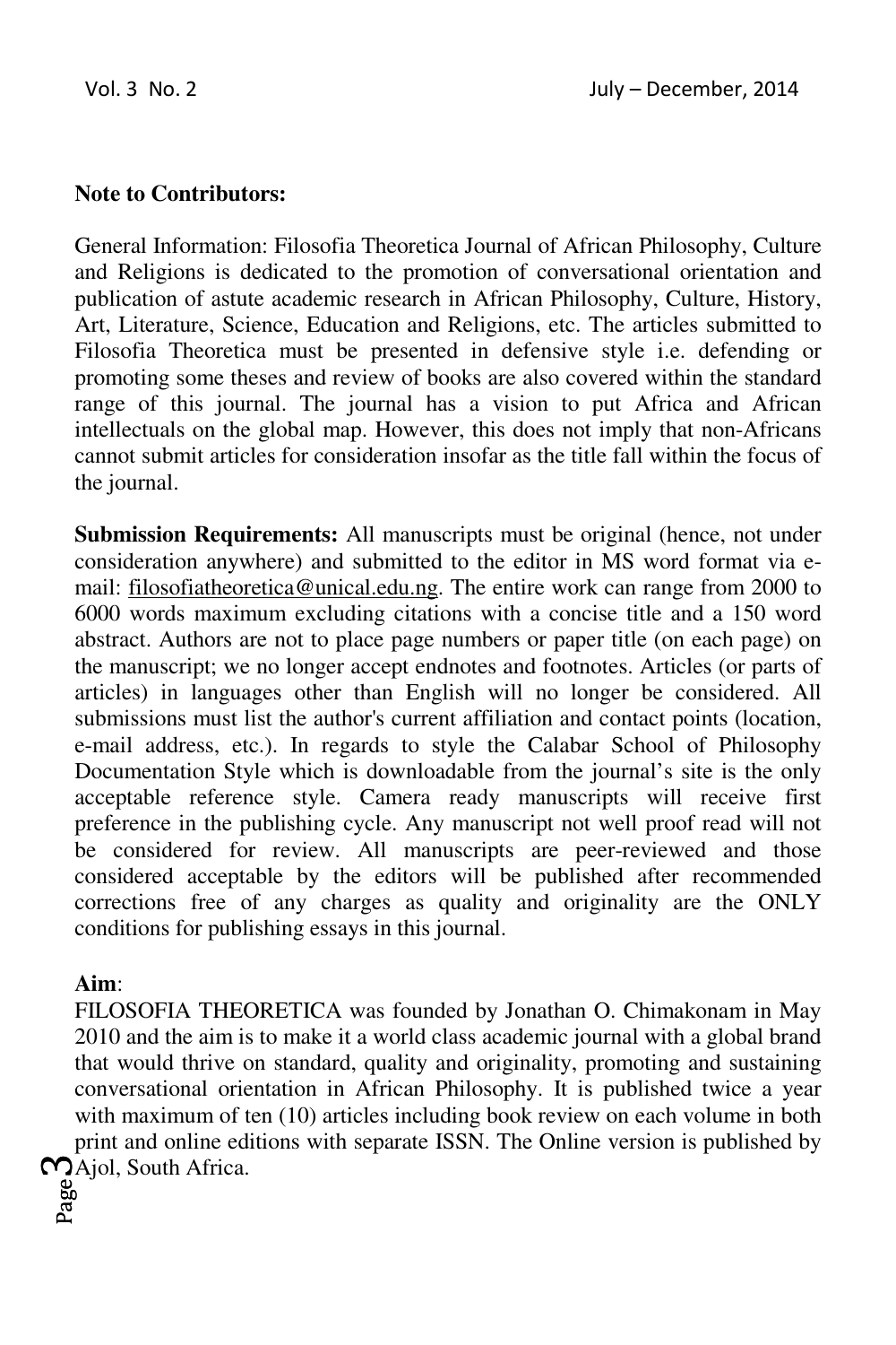**Note to Contributors:**

General Information: Filosofia Theoretica Journal of African Philosophy, Culture and Religions is dedicated to the promotion of conversational orientation and publication of astute academic research in African Philosophy, Culture, History, Art, Literature, Science, Education and Religions, etc. The articles submitted to Filosofia Theoretica must be presented in defensive style i.e. defending or promoting some theses and review of books are also covered within the standard range of this journal. The journal has a vision to put Africa and African intellectuals on the global map. However, this does not imply that non-Africans cannot submit articles for consideration insofar as the title fall within the focus of the journal.

**Submission Requirements:** All manuscripts must be original (hence, not under consideration anywhere) and submitted to the editor in MS word format via e-mail: filosofiatheoretica@unical.edu.ng. The entire work can range from 2000 to 6000 words maximum excluding citations with a concise title and a 150 word abstract. Authors are not to place page numbers or paper title (on each page) on the manuscript; we no longer accept endnotes and footnotes. Articles (or parts of articles) in languages other than English will no longer be considered. All submissions must list the author's current affiliation and contact points (location, e-mail address, etc.). In regards to style the Calabar School of Philosophy Documentation Style which is downloadable from the journal's site is the only acceptable reference style. Camera ready manuscripts will receive first preference in the publishing cycle. Any manuscript not well proof read will not be considered for review. All manuscripts are peer-reviewed and those considered acceptable by the editors will be published after recommended corrections free of any charges as quality and originality are the ONLY conditions for publishing essays in this journal.

**Aim**:

FILOSOFIA THEORETICA was founded by Jonathan O. Chimakonam in May 2010 and the aim is to make it a world class academic journal with a global brand that would thrive on standard, quality and originality, promoting and sustaining conversational orientation in African Philosophy. It is published twice a year with maximum of ten (10) articles including book review on each volume in both print and online editions with separate ISSN. The Online version is published by Ajol, South Africa.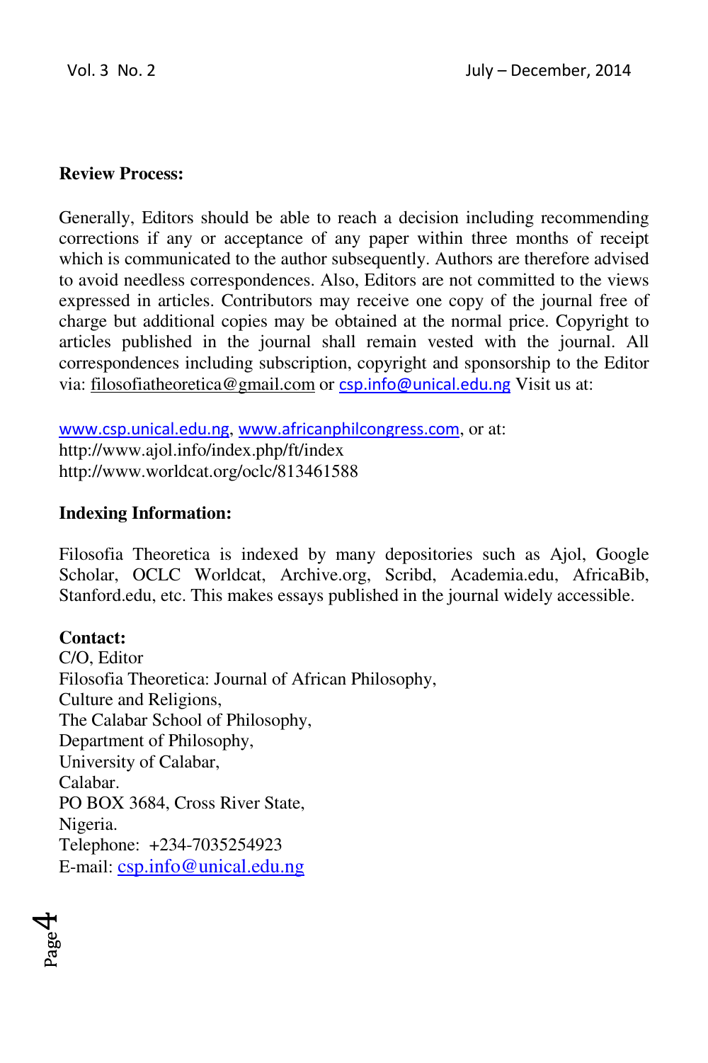**Review Process:**

Generally, Editors should be able to reach a decision including recommending corrections if any or acceptance of any paper within three months of receipt which is communicated to the author subsequently. Authors are therefore advised to avoid needless correspondences. Also, Editors are not committed to the views expressed in articles. Contributors may receive one copy of the journal free of charge but additional copies may be obtained at the normal price. Copyright to articles published in the journal shall remain vested with the journal. All correspondences including subscription, copyright and sponsorship to the Editor via: filosofiatheoretica@gmail.com or csp.info@unical.edu.ng Visit us at:

www.csp.unical.edu.ng, www.africanphilcongress.com, or at:
http://www.ajol.info/index.php/ft/index
http://www.worldcat.org/oclc/813461588

**Indexing Information:**

Filosofia Theoretica is indexed by many depositories such as Ajol, Google Scholar, OCLC Worldcat, Archive.org, Scribd, Academia.edu, AfricaBib, Stanford.edu, etc. This makes essays published in the journal widely accessible.

**Contact:**
C/O, Editor
Filosofia Theoretica: Journal of African Philosophy,
Culture and Religions,
The Calabar School of Philosophy,
Department of Philosophy,
University of Calabar,
Calabar.
PO BOX 3684, Cross River State,
Nigeria.
Telephone: +234-7035254923
E-mail: csp.info@unical.edu.ng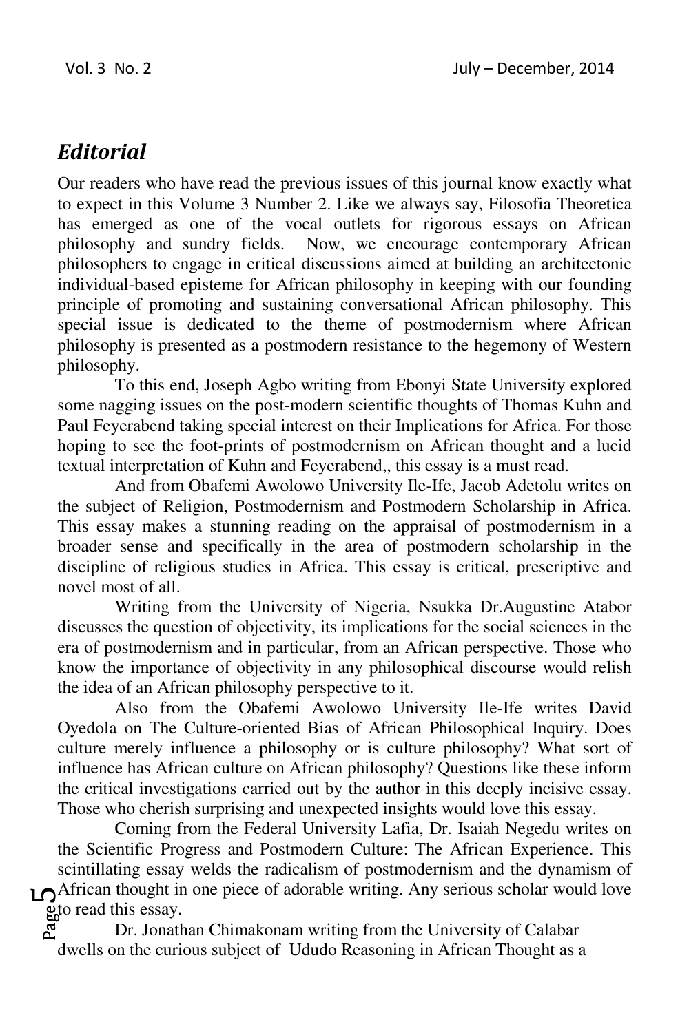## *Editorial*

Our readers who have read the previous issues of this journal know exactly what to expect in this Volume 3 Number 2. Like we always say, Filosofia Theoretica has emerged as one of the vocal outlets for rigorous essays on African philosophy and sundry fields. Now, we encourage contemporary African philosophers to engage in critical discussions aimed at building an architectonic individual-based episteme for African philosophy in keeping with our founding principle of promoting and sustaining conversational African philosophy. This special issue is dedicated to the theme of postmodernism where African philosophy is presented as a postmodern resistance to the hegemony of Western philosophy.

To this end, Joseph Agbo writing from Ebonyi State University explored some nagging issues on the post-modern scientific thoughts of Thomas Kuhn and Paul Feyerabend taking special interest on their Implications for Africa. For those hoping to see the foot-prints of postmodernism on African thought and a lucid textual interpretation of Kuhn and Feyerabend,, this essay is a must read.

And from Obafemi Awolowo University Ile-Ife, Jacob Adetolu writes on the subject of Religion, Postmodernism and Postmodern Scholarship in Africa. This essay makes a stunning reading on the appraisal of postmodernism in a broader sense and specifically in the area of postmodern scholarship in the discipline of religious studies in Africa. This essay is critical, prescriptive and novel most of all.

Writing from the University of Nigeria, Nsukka Dr.Augustine Atabor discusses the question of objectivity, its implications for the social sciences in the era of postmodernism and in particular, from an African perspective. Those who know the importance of objectivity in any philosophical discourse would relish the idea of an African philosophy perspective to it.

Also from the Obafemi Awolowo University Ile-Ife writes David Oyedola on The Culture-oriented Bias of African Philosophical Inquiry. Does culture merely influence a philosophy or is culture philosophy? What sort of influence has African culture on African philosophy? Questions like these inform the critical investigations carried out by the author in this deeply incisive essay. Those who cherish surprising and unexpected insights would love this essay.

Coming from the Federal University Lafia, Dr. Isaiah Negedu writes on the Scientific Progress and Postmodern Culture: The African Experience. This scintillating essay welds the radicalism of postmodernism and the dynamism of African thought in one piece of adorable writing. Any serious scholar would love to read this essay.

Dr. Jonathan Chimakonam writing from the University of Calabar dwells on the curious subject of Ududo Reasoning in African Thought as a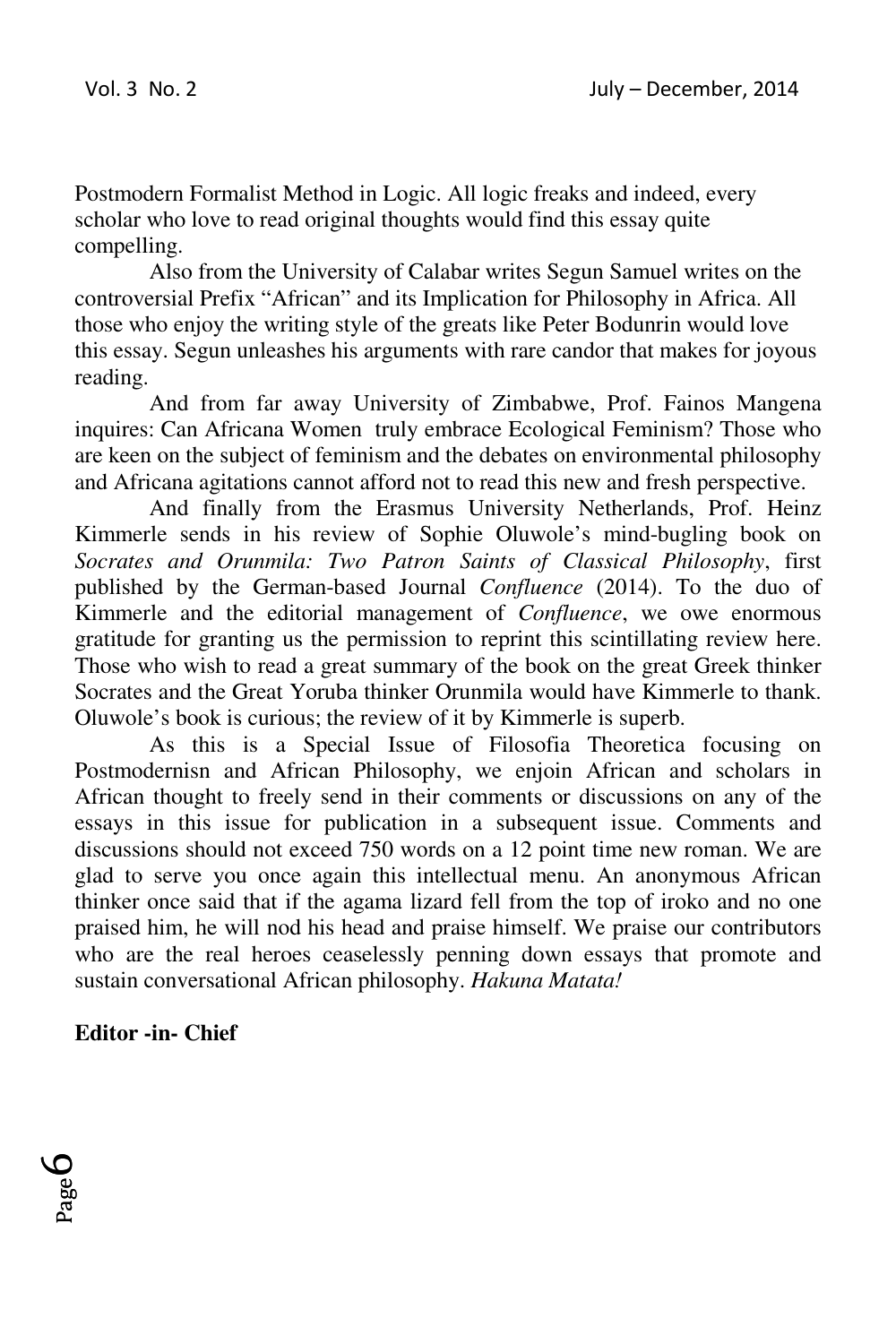Postmodern Formalist Method in Logic. All logic freaks and indeed, every scholar who love to read original thoughts would find this essay quite compelling.

Also from the University of Calabar writes Segun Samuel writes on the controversial Prefix "African" and its Implication for Philosophy in Africa. All those who enjoy the writing style of the greats like Peter Bodunrin would love this essay. Segun unleashes his arguments with rare candor that makes for joyous reading.

And from far away University of Zimbabwe, Prof. Fainos Mangena inquires: Can Africana Women truly embrace Ecological Feminism? Those who are keen on the subject of feminism and the debates on environmental philosophy and Africana agitations cannot afford not to read this new and fresh perspective.

And finally from the Erasmus University Netherlands, Prof. Heinz Kimmerle sends in his review of Sophie Oluwole's mind-bugling book on *Socrates and Orunmila: Two Patron Saints of Classical Philosophy*, first published by the German-based Journal *Confluence* (2014). To the duo of Kimmerle and the editorial management of *Confluence*, we owe enormous gratitude for granting us the permission to reprint this scintillating review here. Those who wish to read a great summary of the book on the great Greek thinker Socrates and the Great Yoruba thinker Orunmila would have Kimmerle to thank. Oluwole's book is curious; the review of it by Kimmerle is superb.

As this is a Special Issue of Filosofia Theoretica focusing on Postmodernisn and African Philosophy, we enjoin African and scholars in African thought to freely send in their comments or discussions on any of the essays in this issue for publication in a subsequent issue. Comments and discussions should not exceed 750 words on a 12 point time new roman. We are glad to serve you once again this intellectual menu. An anonymous African thinker once said that if the agama lizard fell from the top of iroko and no one praised him, he will nod his head and praise himself. We praise our contributors who are the real heroes ceaselessly penning down essays that promote and sustain conversational African philosophy. *Hakuna Matata!*

**Editor -in- Chief**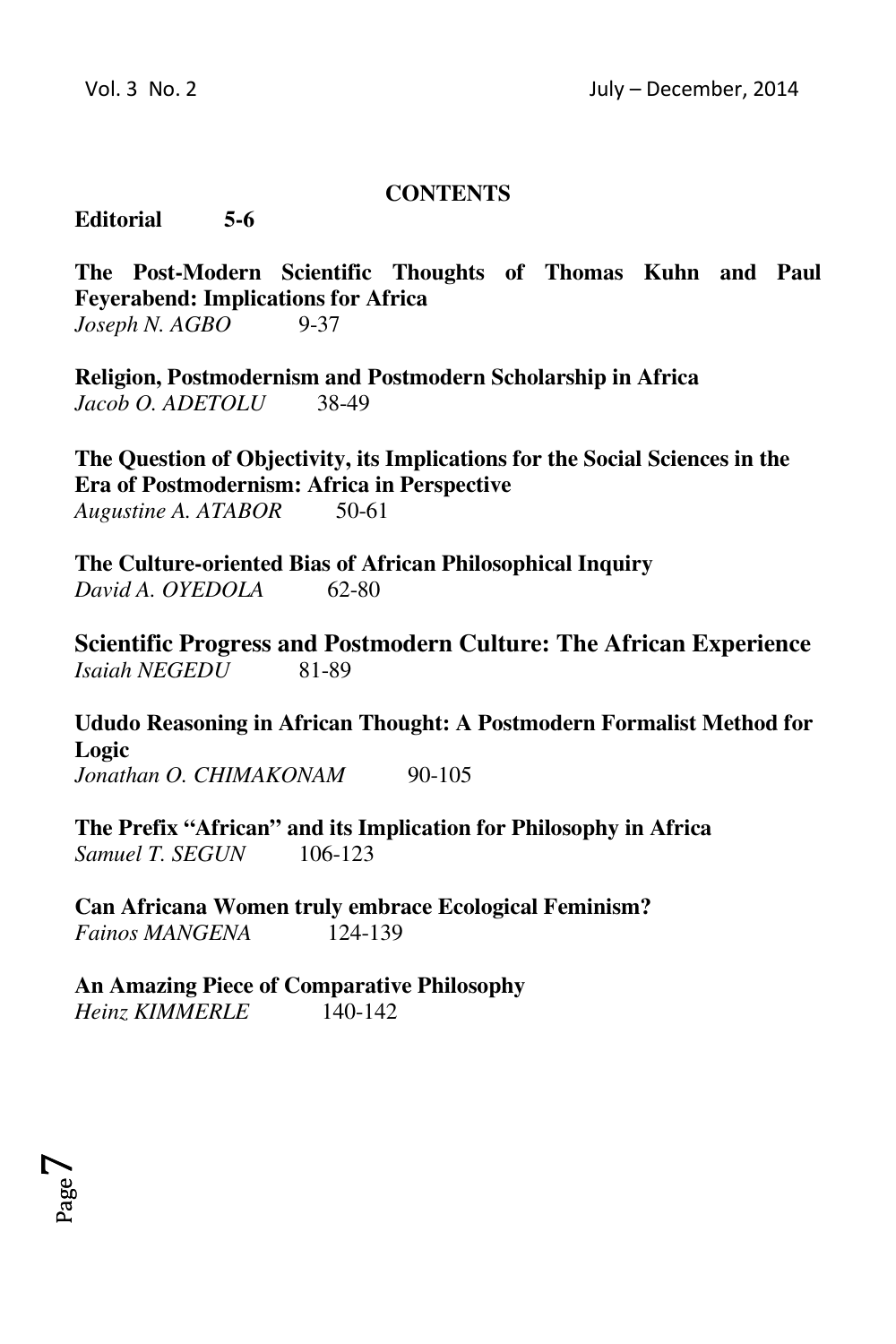**CONTENTS**

**Editorial 5-6**

**The Post-Modern Scientific Thoughts of Thomas Kuhn and Paul Feyerabend: Implications for Africa**
*Joseph N. AGBO* 9-37

**Religion, Postmodernism and Postmodern Scholarship in Africa**
*Jacob O. ADETOLU* 38-49

**The Question of Objectivity, its Implications for the Social Sciences in the Era of Postmodernism: Africa in Perspective**
*Augustine A. ATABOR* 50-61

**The Culture-oriented Bias of African Philosophical Inquiry**
*David A. OYEDOLA* 62-80

**Scientific Progress and Postmodern Culture: The African Experience**
*Isaiah NEGEDU* 81-89

**Ududo Reasoning in African Thought: A Postmodern Formalist Method for Logic**
*Jonathan O. CHIMAKONAM* 90-105

**The Prefix "African" and its Implication for Philosophy in Africa**
*Samuel T. SEGUN* 106-123

**Can Africana Women truly embrace Ecological Feminism?**
*Fainos MANGENA* 124-139

**An Amazing Piece of Comparative Philosophy**
*Heinz KIMMERLE* 140-142